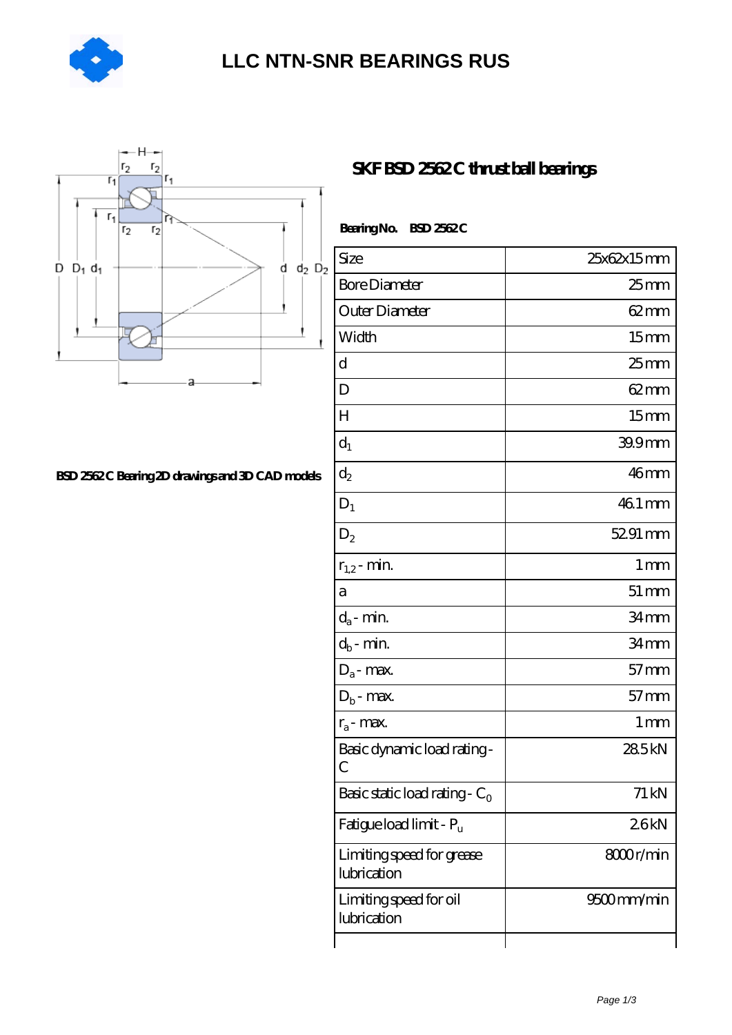# LLC NTN-SNR BEARINGS RUS

## SKF BSD 2562 C thrust ball bearings

BSD 2562 C Bearing 2D drawings and 3D CAD models

**Bearing No.** BSD 2562 C

| Size | 25x62x15 mm |
|---|---|
| Bore Diameter | 25 mm |
| Outer Diameter | 62 mm |
| Width | 15 mm |
| d | 25 mm |
| D | 62 mm |
| H | 15 mm |
| $d_1$ | 39.9 mm |
| $d_2$ | 46 mm |
| $D_1$ | 46.1 mm |
| $D_2$ | 52.91 mm |
| $r_{1,2}$ - min. | 1 mm |
| a | 51 mm |
| $d_a$ - min. | 34 mm |
| $d_b$ - min. | 34 mm |
| $D_a$ - max. | 57 mm |
| $D_b$ - max. | 57 mm |
| $r_a$ - max. | 1 mm |
| Basic dynamic load rating - C | 28.5 kN |
| Basic static load rating - $C_0$ | 71 kN |
| Fatigue load limit - $P_u$ | 2.6 kN |
| Limiting speed for grease lubrication | 8000 r/min |
| Limiting speed for oil lubrication | 9500 mm/min |
| | |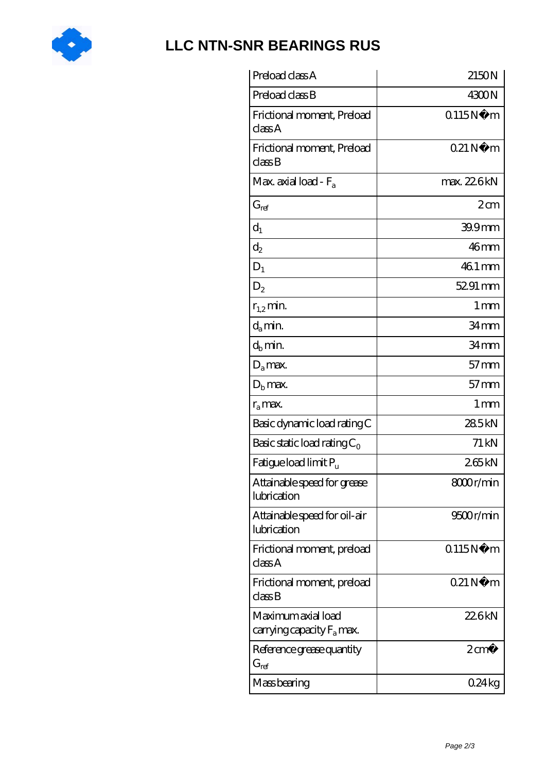# LLC NTN-SNR BEARINGS RUS

| | |
|---|---|
| Preload class A | 2150 N |
| Preload class B | 4300 N |
| Frictional moment, Preload class A | 0.115 N�m |
| Frictional moment, Preload class B | 0.21 N�m |
| Max. axial load - $F_a$ | max. 22.6 kN |
| $G_{ref}$ | 2 cm |
| $d_1$ | 39.9 mm |
| $d_2$ | 46 mm |
| $D_1$ | 46.1 mm |
| $D_2$ | 52.91 mm |
| $r_{1,2}$ min. | 1 mm |
| $d_a$ min. | 34 mm |
| $d_b$ min. | 34 mm |
| $D_a$ max. | 57 mm |
| $D_b$ max. | 57 mm |
| $r_a$ max. | 1 mm |
| Basic dynamic load rating C | 28.5 kN |
| Basic static load rating $C_0$ | 71 kN |
| Fatigue load limit $P_u$ | 2.65 kN |
| Attainable speed for grease lubrication | 8000 r/min |
| Attainable speed for oil-air lubrication | 9500 r/min |
| Frictional moment, preload class A | 0.115 N�m |
| Frictional moment, preload class B | 0.21 N�m |
| Maximum axial load carrying capacity $F_a$ max. | 22.6 kN |
| Reference grease quantity $G_{ref}$ | 2 cm� |
| Mass bearing | 0.24 kg |